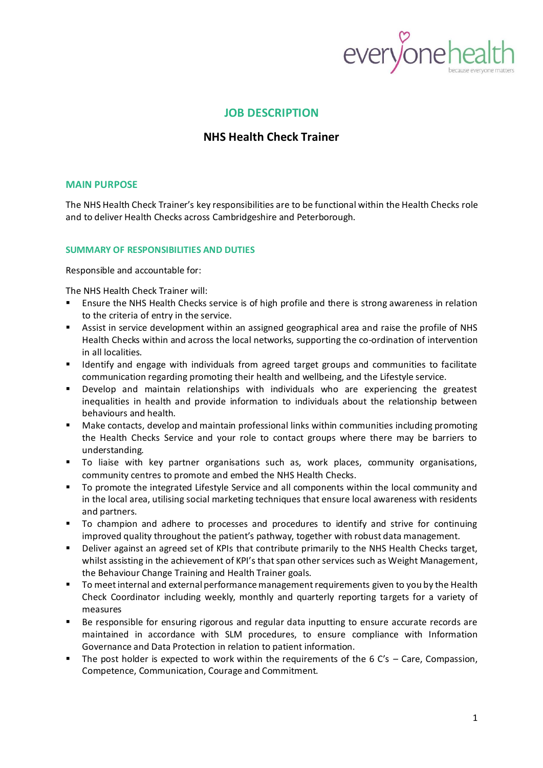# JOB DESCRIPTION

## NHS Health Check Trainer

### MAIN PURPOSE

The NHS Health Check Trainer's key responsibilities are to be functional within the Health Checks role and to deliver Health Checks across Cambridgeshire and Peterborough.

### SUMMARY OF RESPONSIBILITIES AND DUTIES

Responsible and accountable for:

The NHS Health Check Trainer will:

- Ensure the NHS Health Checks service is of high profile and there is strong awareness in relation to the criteria of entry in the service.
- Assist in service development within an assigned geographical area and raise the profile of NHS Health Checks within and across the local networks, supporting the co-ordination of intervention in all localities.
- Identify and engage with individuals from agreed target groups and communities to facilitate communication regarding promoting their health and wellbeing, and the Lifestyle service.
- Develop and maintain relationships with individuals who are experiencing the greatest inequalities in health and provide information to individuals about the relationship between behaviours and health.
- Make contacts, develop and maintain professional links within communities including promoting the Health Checks Service and your role to contact groups where there may be barriers to understanding.
- To liaise with key partner organisations such as, work places, community organisations, community centres to promote and embed the NHS Health Checks.
- To promote the integrated Lifestyle Service and all components within the local community and in the local area, utilising social marketing techniques that ensure local awareness with residents and partners.
- To champion and adhere to processes and procedures to identify and strive for continuing improved quality throughout the patient's pathway, together with robust data management.
- Deliver against an agreed set of KPIs that contribute primarily to the NHS Health Checks target, whilst assisting in the achievement of KPI's that span other services such as Weight Management, the Behaviour Change Training and Health Trainer goals.
- To meet internal and external performance management requirements given to you by the Health Check Coordinator including weekly, monthly and quarterly reporting targets for a variety of measures
- Be responsible for ensuring rigorous and regular data inputting to ensure accurate records are maintained in accordance with SLM procedures, to ensure compliance with Information Governance and Data Protection in relation to patient information.
- The post holder is expected to work within the requirements of the 6 C's – Care, Compassion, Competence, Communication, Courage and Commitment.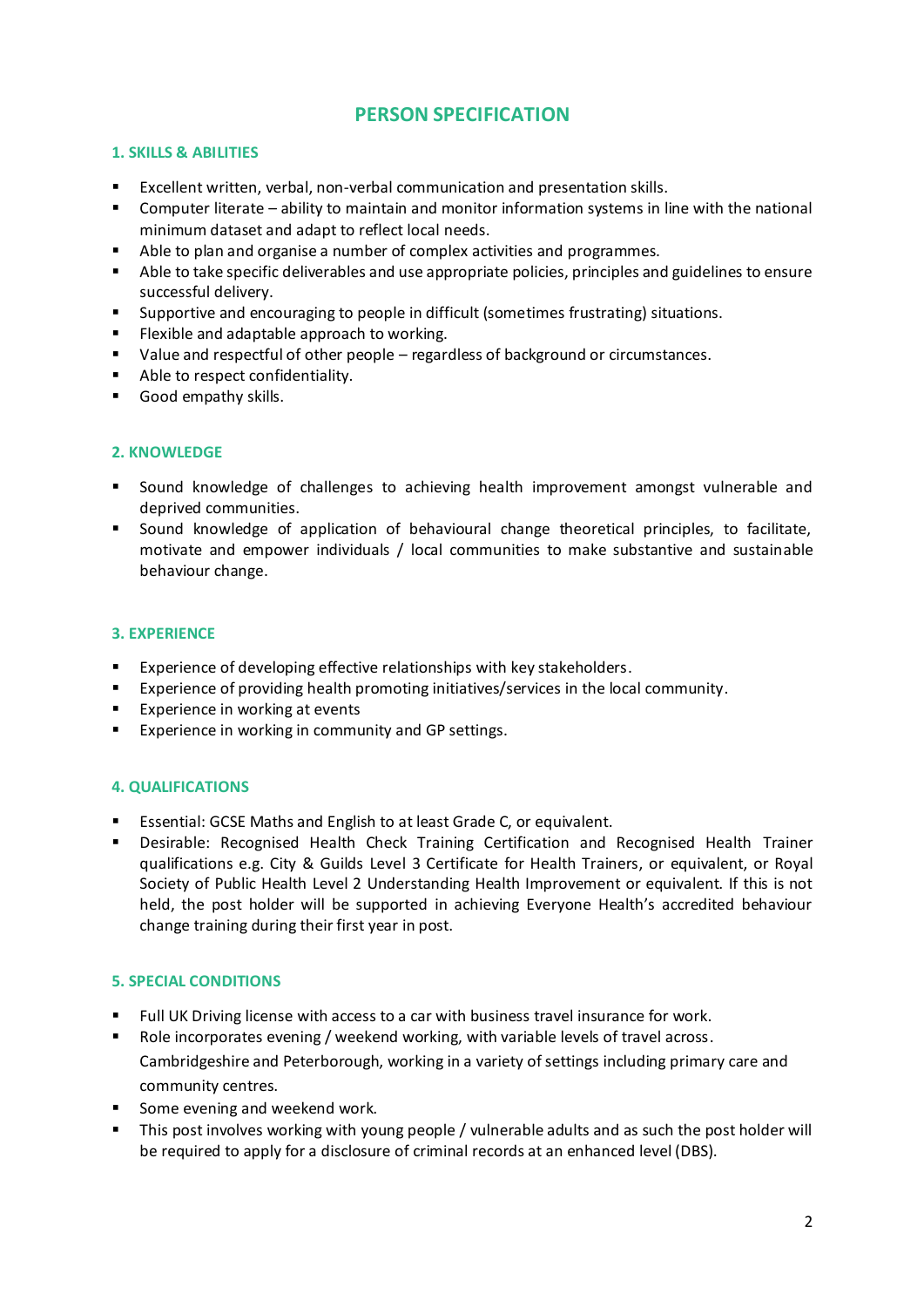# PERSON SPECIFICATION

## 1. SKILLS & ABILITIES

- Excellent written, verbal, non-verbal communication and presentation skills.
- Computer literate – ability to maintain and monitor information systems in line with the national minimum dataset and adapt to reflect local needs.
- Able to plan and organise a number of complex activities and programmes.
- Able to take specific deliverables and use appropriate policies, principles and guidelines to ensure successful delivery.
- Supportive and encouraging to people in difficult (sometimes frustrating) situations.
- Flexible and adaptable approach to working.
- Value and respectful of other people – regardless of background or circumstances.
- Able to respect confidentiality.
- Good empathy skills.

## 2. KNOWLEDGE

- Sound knowledge of challenges to achieving health improvement amongst vulnerable and deprived communities.
- Sound knowledge of application of behavioural change theoretical principles, to facilitate, motivate and empower individuals / local communities to make substantive and sustainable behaviour change.

## 3. EXPERIENCE

- Experience of developing effective relationships with key stakeholders.
- Experience of providing health promoting initiatives/services in the local community.
- Experience in working at events
- Experience in working in community and GP settings.

## 4. QUALIFICATIONS

- Essential: GCSE Maths and English to at least Grade C, or equivalent.
- Desirable: Recognised Health Check Training Certification and Recognised Health Trainer qualifications e.g. City & Guilds Level 3 Certificate for Health Trainers, or equivalent, or Royal Society of Public Health Level 2 Understanding Health Improvement or equivalent. If this is not held, the post holder will be supported in achieving Everyone Health's accredited behaviour change training during their first year in post.

## 5. SPECIAL CONDITIONS

- Full UK Driving license with access to a car with business travel insurance for work.
- Role incorporates evening / weekend working, with variable levels of travel across.
  Cambridgeshire and Peterborough, working in a variety of settings including primary care and community centres.
- Some evening and weekend work.
- This post involves working with young people / vulnerable adults and as such the post holder will be required to apply for a disclosure of criminal records at an enhanced level (DBS).